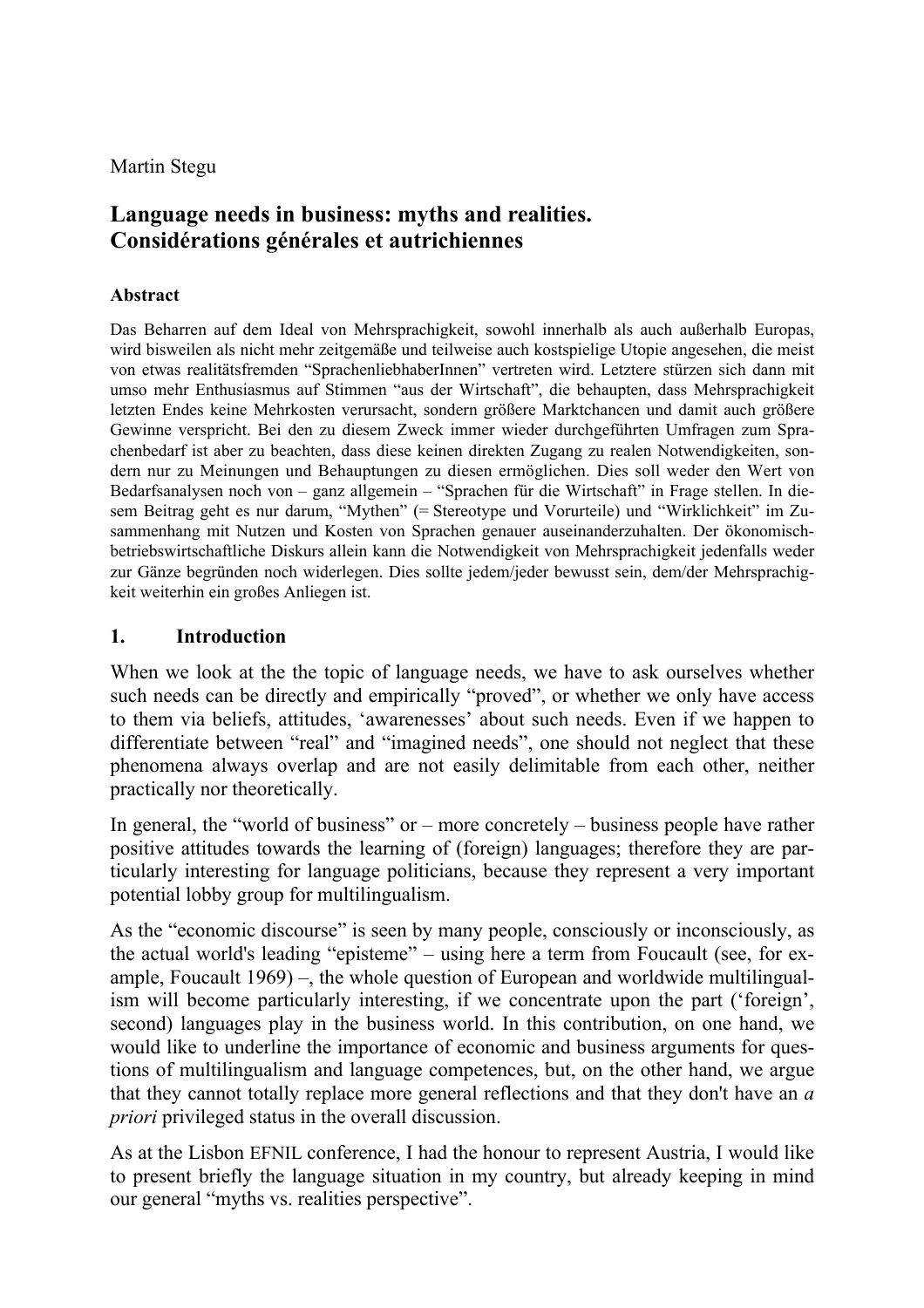Martin Stegu

# Language needs in business: myths and realities. Considérations générales et autrichiennes

### Abstract

Das Beharren auf dem Ideal von Mehrsprachigkeit, sowohl innerhalb als auch außerhalb Europas, wird bisweilen als nicht mehr zeitgemäße und teilweise auch kostspielige Utopie angesehen, die meist von etwas realitätsfremden "SprachenliebhaberInnen" vertreten wird. Letztere stürzen sich dann mit umso mehr Enthusiasmus auf Stimmen "aus der Wirtschaft", die behaupten, dass Mehrsprachigkeit letzten Endes keine Mehrkosten verursacht, sondern größere Marktchancen und damit auch größere Gewinne verspricht. Bei den zu diesem Zweck immer wieder durchgeführten Umfragen zum Sprachenbedarf ist aber zu beachten, dass diese keinen direkten Zugang zu realen Notwendigkeiten, sondern nur zu Meinungen und Behauptungen zu diesen ermöglichen. Dies soll weder den Wert von Bedarfsanalysen noch von – ganz allgemein – "Sprachen für die Wirtschaft" in Frage stellen. In diesem Beitrag geht es nur darum, "Mythen" (= Stereotype und Vorurteile) und "Wirklichkeit" im Zusammenhang mit Nutzen und Kosten von Sprachen genauer auseinanderzuhalten. Der ökonomisch-betriebswirtschaftliche Diskurs allein kann die Notwendigkeit von Mehrsprachigkeit jedenfalls weder zur Gänze begründen noch widerlegen. Dies sollte jedem/jeder bewusst sein, dem/der Mehrsprachigkeit weiterhin ein großes Anliegen ist.

## 1. Introduction

When we look at the the topic of language needs, we have to ask ourselves whether such needs can be directly and empirically "proved", or whether we only have access to them via beliefs, attitudes, 'awarenesses' about such needs. Even if we happen to differentiate between "real" and "imagined needs", one should not neglect that these phenomena always overlap and are not easily delimitable from each other, neither practically nor theoretically.

In general, the "world of business" or – more concretely – business people have rather positive attitudes towards the learning of (foreign) languages; therefore they are particularly interesting for language politicians, because they represent a very important potential lobby group for multilingualism.

As the "economic discourse" is seen by many people, consciously or inconsciously, as the actual world's leading "episteme" – using here a term from Foucault (see, for example, Foucault 1969) –, the whole question of European and worldwide multilingualism will become particularly interesting, if we concentrate upon the part ('foreign', second) languages play in the business world. In this contribution, on one hand, we would like to underline the importance of economic and business arguments for questions of multilingualism and language competences, but, on the other hand, we argue that they cannot totally replace more general reflections and that they don't have an *a priori* privileged status in the overall discussion.

As at the Lisbon EFNIL conference, I had the honour to represent Austria, I would like to present briefly the language situation in my country, but already keeping in mind our general "myths vs. realities perspective".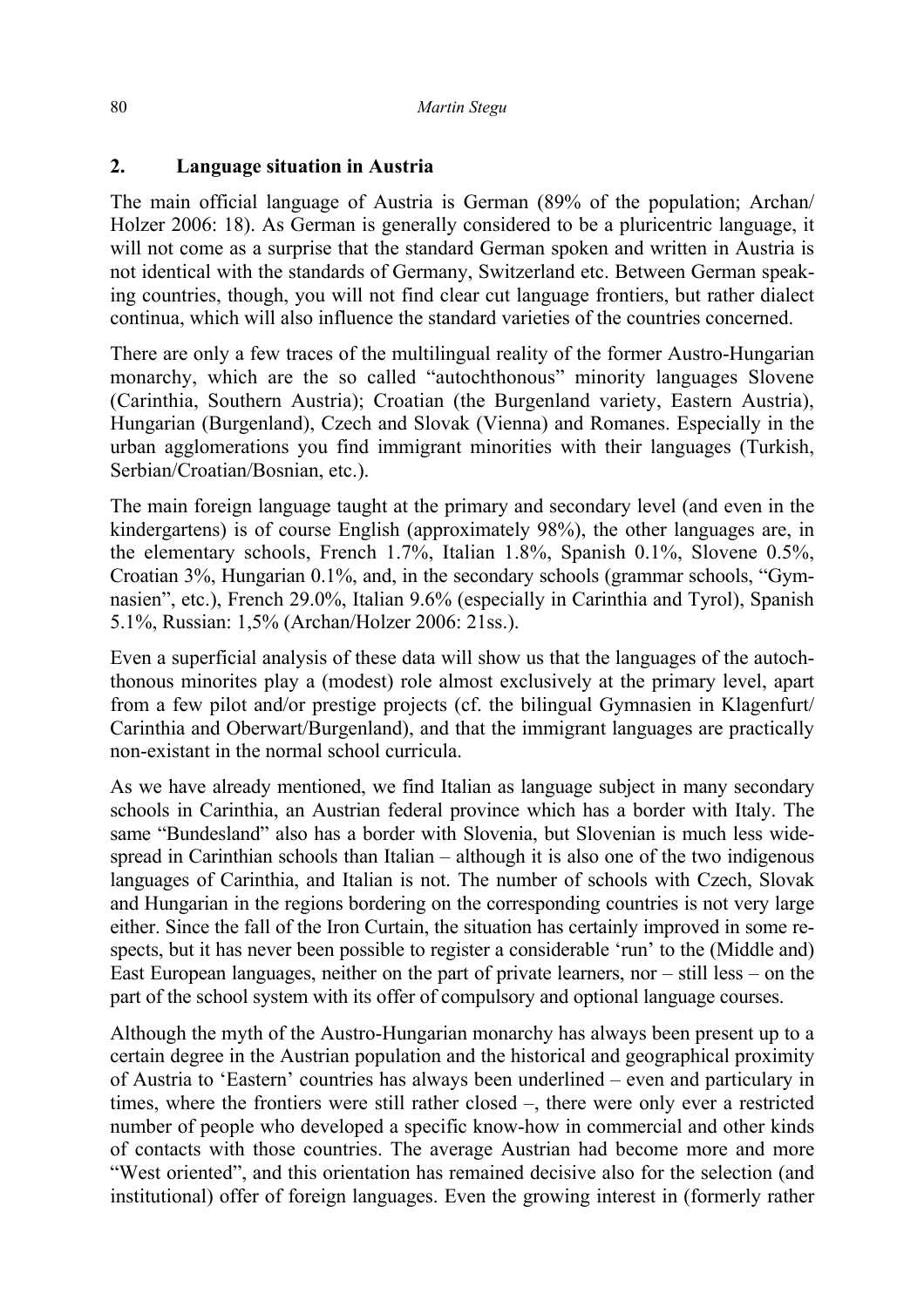## 2. Language situation in Austria

The main official language of Austria is German (89% of the population; Archan/ Holzer 2006: 18). As German is generally considered to be a pluricentric language, it will not come as a surprise that the standard German spoken and written in Austria is not identical with the standards of Germany, Switzerland etc. Between German speaking countries, though, you will not find clear cut language frontiers, but rather dialect continua, which will also influence the standard varieties of the countries concerned.

There are only a few traces of the multilingual reality of the former Austro-Hungarian monarchy, which are the so called "autochthonous" minority languages Slovene (Carinthia, Southern Austria); Croatian (the Burgenland variety, Eastern Austria), Hungarian (Burgenland), Czech and Slovak (Vienna) and Romanes. Especially in the urban agglomerations you find immigrant minorities with their languages (Turkish, Serbian/Croatian/Bosnian, etc.).

The main foreign language taught at the primary and secondary level (and even in the kindergartens) is of course English (approximately 98%), the other languages are, in the elementary schools, French 1.7%, Italian 1.8%, Spanish 0.1%, Slovene 0.5%, Croatian 3%, Hungarian 0.1%, and, in the secondary schools (grammar schools, "Gymnasien", etc.), French 29.0%, Italian 9.6% (especially in Carinthia and Tyrol), Spanish 5.1%, Russian: 1,5% (Archan/Holzer 2006: 21ss.).

Even a superficial analysis of these data will show us that the languages of the autochthonous minorites play a (modest) role almost exclusively at the primary level, apart from a few pilot and/or prestige projects (cf. the bilingual Gymnasien in Klagenfurt/ Carinthia and Oberwart/Burgenland), and that the immigrant languages are practically non-existant in the normal school curricula.

As we have already mentioned, we find Italian as language subject in many secondary schools in Carinthia, an Austrian federal province which has a border with Italy. The same "Bundesland" also has a border with Slovenia, but Slovenian is much less widespread in Carinthian schools than Italian – although it is also one of the two indigenous languages of Carinthia, and Italian is not. The number of schools with Czech, Slovak and Hungarian in the regions bordering on the corresponding countries is not very large either. Since the fall of the Iron Curtain, the situation has certainly improved in some respects, but it has never been possible to register a considerable 'run' to the (Middle and) East European languages, neither on the part of private learners, nor – still less – on the part of the school system with its offer of compulsory and optional language courses.

Although the myth of the Austro-Hungarian monarchy has always been present up to a certain degree in the Austrian population and the historical and geographical proximity of Austria to 'Eastern' countries has always been underlined – even and particulary in times, where the frontiers were still rather closed –, there were only ever a restricted number of people who developed a specific know-how in commercial and other kinds of contacts with those countries. The average Austrian had become more and more "West oriented", and this orientation has remained decisive also for the selection (and institutional) offer of foreign languages. Even the growing interest in (formerly rather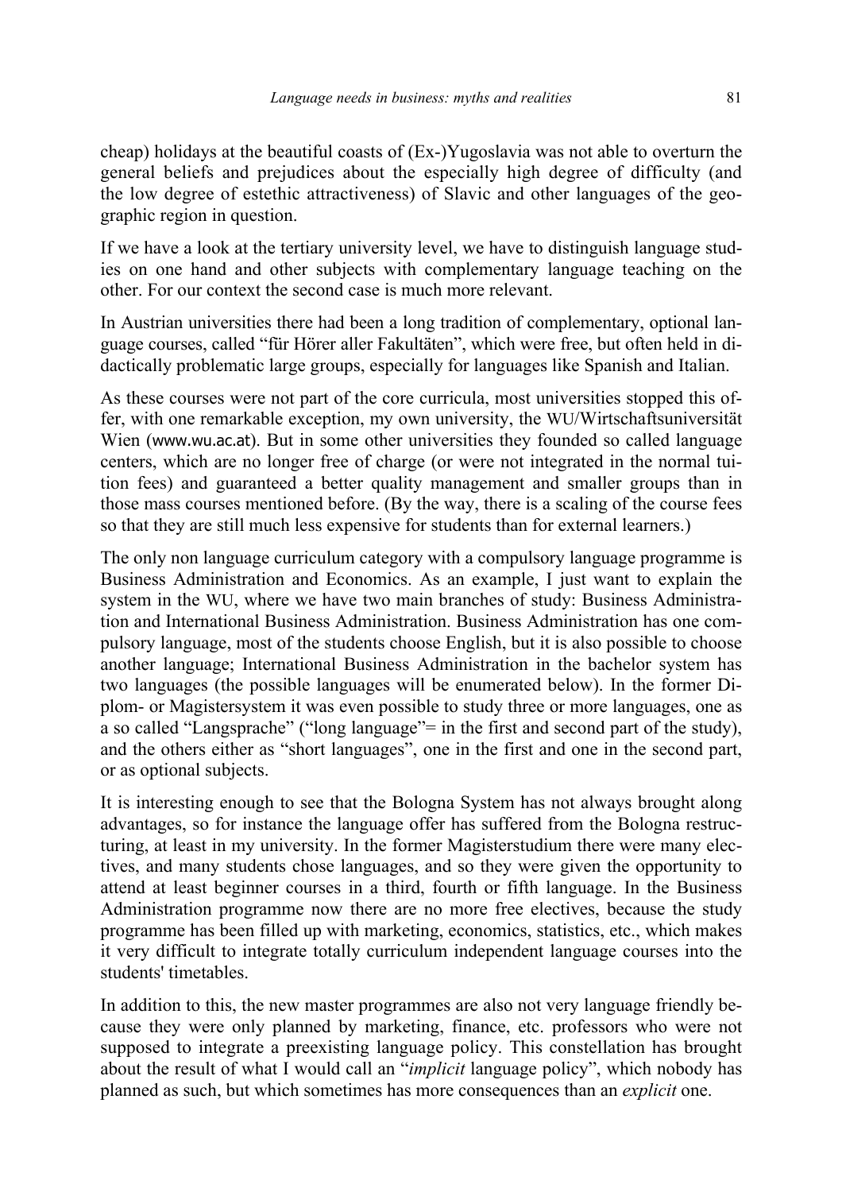cheap) holidays at the beautiful coasts of (Ex-)Yugoslavia was not able to overturn the general beliefs and prejudices about the especially high degree of difficulty (and the low degree of estethic attractiveness) of Slavic and other languages of the geographic region in question.

If we have a look at the tertiary university level, we have to distinguish language studies on one hand and other subjects with complementary language teaching on the other. For our context the second case is much more relevant.

In Austrian universities there had been a long tradition of complementary, optional language courses, called "für Hörer aller Fakultäten", which were free, but often held in didactically problematic large groups, especially for languages like Spanish and Italian.

As these courses were not part of the core curricula, most universities stopped this offer, with one remarkable exception, my own university, the WU/Wirtschaftsuniversität Wien (www.wu.ac.at). But in some other universities they founded so called language centers, which are no longer free of charge (or were not integrated in the normal tuition fees) and guaranteed a better quality management and smaller groups than in those mass courses mentioned before. (By the way, there is a scaling of the course fees so that they are still much less expensive for students than for external learners.)

The only non language curriculum category with a compulsory language programme is Business Administration and Economics. As an example, I just want to explain the system in the WU, where we have two main branches of study: Business Administration and International Business Administration. Business Administration has one compulsory language, most of the students choose English, but it is also possible to choose another language; International Business Administration in the bachelor system has two languages (the possible languages will be enumerated below). In the former Diplom- or Magistersystem it was even possible to study three or more languages, one as a so called "Langsprache" ("long language"= in the first and second part of the study), and the others either as "short languages", one in the first and one in the second part, or as optional subjects.

It is interesting enough to see that the Bologna System has not always brought along advantages, so for instance the language offer has suffered from the Bologna restructuring, at least in my university. In the former Magisterstudium there were many electives, and many students chose languages, and so they were given the opportunity to attend at least beginner courses in a third, fourth or fifth language. In the Business Administration programme now there are no more free electives, because the study programme has been filled up with marketing, economics, statistics, etc., which makes it very difficult to integrate totally curriculum independent language courses into the students' timetables.

In addition to this, the new master programmes are also not very language friendly because they were only planned by marketing, finance, etc. professors who were not supposed to integrate a preexisting language policy. This constellation has brought about the result of what I would call an "*implicit* language policy", which nobody has planned as such, but which sometimes has more consequences than an *explicit* one.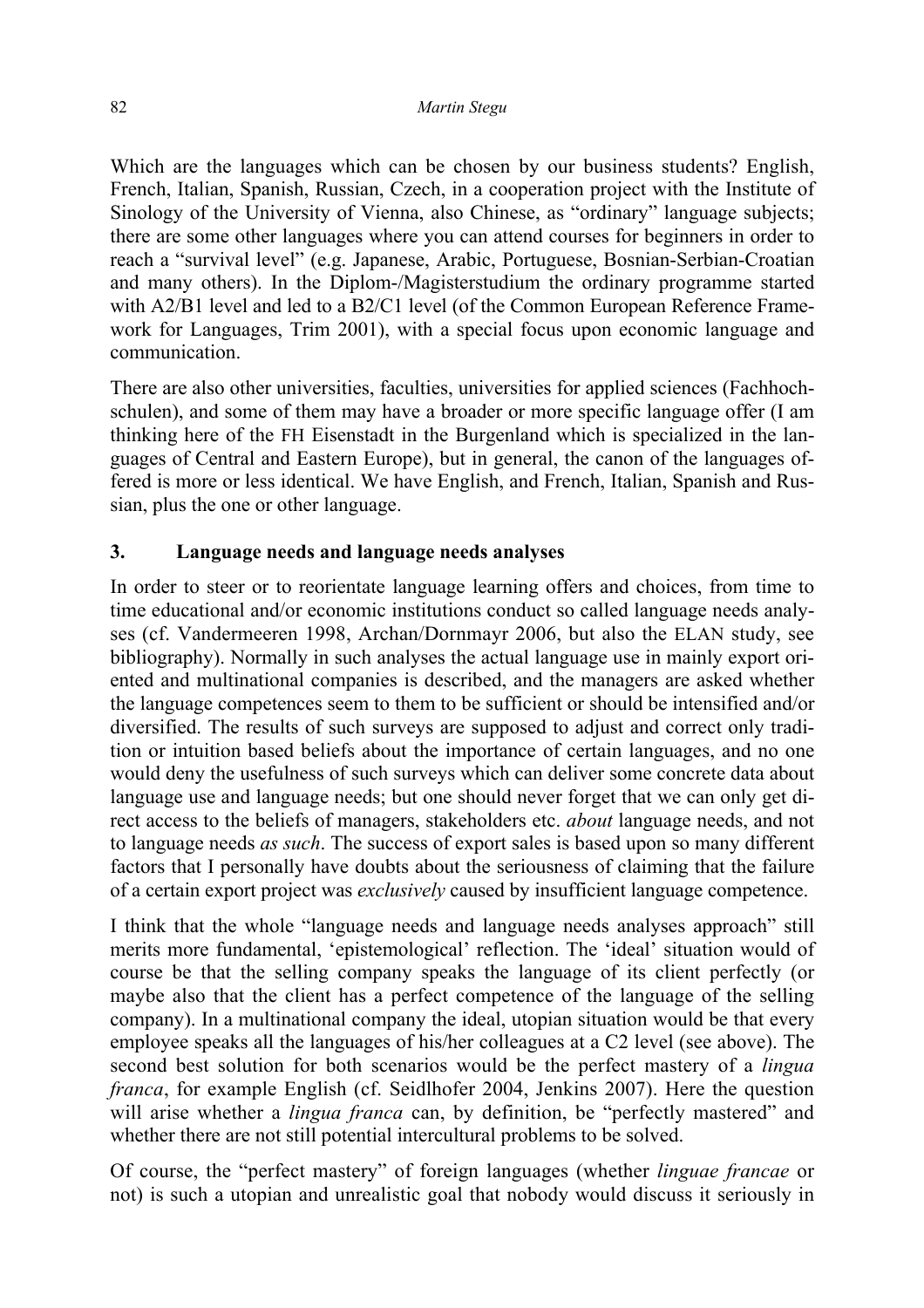Which are the languages which can be chosen by our business students? English, French, Italian, Spanish, Russian, Czech, in a cooperation project with the Institute of Sinology of the University of Vienna, also Chinese, as "ordinary" language subjects; there are some other languages where you can attend courses for beginners in order to reach a "survival level" (e.g. Japanese, Arabic, Portuguese, Bosnian-Serbian-Croatian and many others). In the Diplom-/Magisterstudium the ordinary programme started with A2/B1 level and led to a B2/C1 level (of the Common European Reference Framework for Languages, Trim 2001), with a special focus upon economic language and communication.

There are also other universities, faculties, universities for applied sciences (Fachhochschulen), and some of them may have a broader or more specific language offer (I am thinking here of the FH Eisenstadt in the Burgenland which is specialized in the languages of Central and Eastern Europe), but in general, the canon of the languages offered is more or less identical. We have English, and French, Italian, Spanish and Russian, plus the one or other language.

## 3. Language needs and language needs analyses

In order to steer or to reorientate language learning offers and choices, from time to time educational and/or economic institutions conduct so called language needs analyses (cf. Vandermeeren 1998, Archan/Dornmayr 2006, but also the ELAN study, see bibliography). Normally in such analyses the actual language use in mainly export oriented and multinational companies is described, and the managers are asked whether the language competences seem to them to be sufficient or should be intensified and/or diversified. The results of such surveys are supposed to adjust and correct only tradition or intuition based beliefs about the importance of certain languages, and no one would deny the usefulness of such surveys which can deliver some concrete data about language use and language needs; but one should never forget that we can only get direct access to the beliefs of managers, stakeholders etc. *about* language needs, and not to language needs *as such*. The success of export sales is based upon so many different factors that I personally have doubts about the seriousness of claiming that the failure of a certain export project was *exclusively* caused by insufficient language competence.

I think that the whole "language needs and language needs analyses approach" still merits more fundamental, 'epistemological' reflection. The 'ideal' situation would of course be that the selling company speaks the language of its client perfectly (or maybe also that the client has a perfect competence of the language of the selling company). In a multinational company the ideal, utopian situation would be that every employee speaks all the languages of his/her colleagues at a C2 level (see above). The second best solution for both scenarios would be the perfect mastery of a *lingua franca*, for example English (cf. Seidlhofer 2004, Jenkins 2007). Here the question will arise whether a *lingua franca* can, by definition, be "perfectly mastered" and whether there are not still potential intercultural problems to be solved.

Of course, the "perfect mastery" of foreign languages (whether *linguae francae* or not) is such a utopian and unrealistic goal that nobody would discuss it seriously in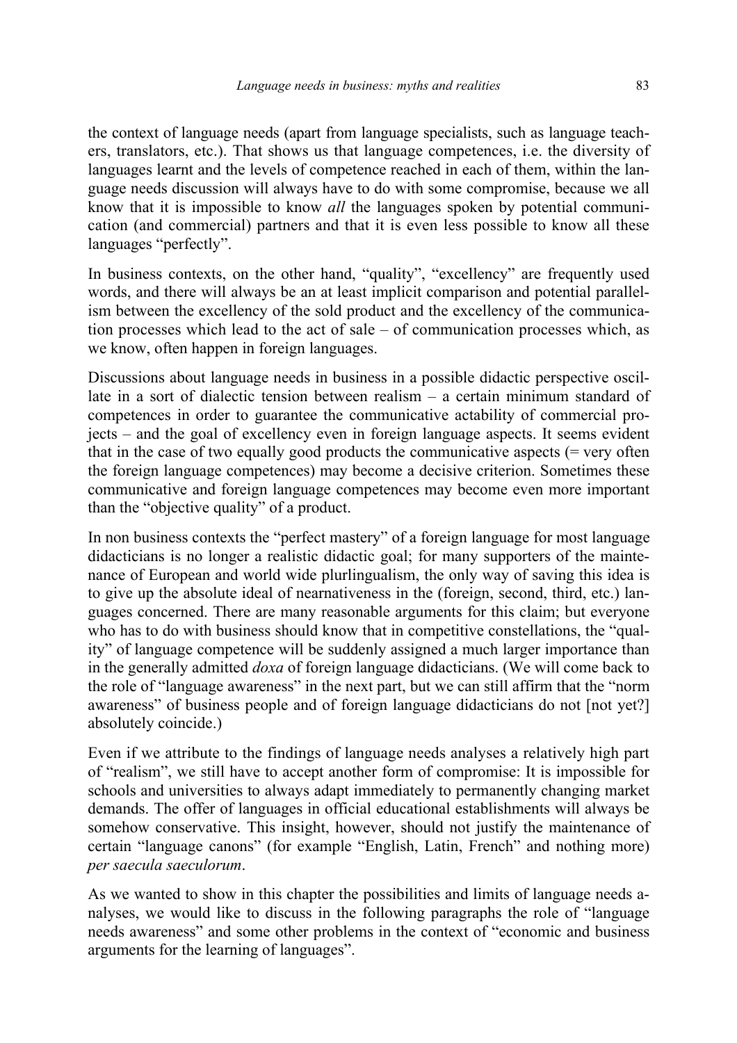the context of language needs (apart from language specialists, such as language teachers, translators, etc.). That shows us that language competences, i.e. the diversity of languages learnt and the levels of competence reached in each of them, within the language needs discussion will always have to do with some compromise, because we all know that it is impossible to know *all* the languages spoken by potential communication (and commercial) partners and that it is even less possible to know all these languages "perfectly".

In business contexts, on the other hand, "quality", "excellency" are frequently used words, and there will always be an at least implicit comparison and potential parallelism between the excellency of the sold product and the excellency of the communication processes which lead to the act of sale – of communication processes which, as we know, often happen in foreign languages.

Discussions about language needs in business in a possible didactic perspective oscillate in a sort of dialectic tension between realism – a certain minimum standard of competences in order to guarantee the communicative actability of commercial projects – and the goal of excellency even in foreign language aspects. It seems evident that in the case of two equally good products the communicative aspects (= very often the foreign language competences) may become a decisive criterion. Sometimes these communicative and foreign language competences may become even more important than the "objective quality" of a product.

In non business contexts the "perfect mastery" of a foreign language for most language didacticians is no longer a realistic didactic goal; for many supporters of the maintenance of European and world wide plurlingualism, the only way of saving this idea is to give up the absolute ideal of nearnativeness in the (foreign, second, third, etc.) languages concerned. There are many reasonable arguments for this claim; but everyone who has to do with business should know that in competitive constellations, the "quality" of language competence will be suddenly assigned a much larger importance than in the generally admitted *doxa* of foreign language didacticians. (We will come back to the role of "language awareness" in the next part, but we can still affirm that the "norm awareness" of business people and of foreign language didacticians do not [not yet?] absolutely coincide.)

Even if we attribute to the findings of language needs analyses a relatively high part of "realism", we still have to accept another form of compromise: It is impossible for schools and universities to always adapt immediately to permanently changing market demands. The offer of languages in official educational establishments will always be somehow conservative. This insight, however, should not justify the maintenance of certain "language canons" (for example "English, Latin, French" and nothing more) *per saecula saeculorum*.

As we wanted to show in this chapter the possibilities and limits of language needs analyses, we would like to discuss in the following paragraphs the role of "language needs awareness" and some other problems in the context of "economic and business arguments for the learning of languages".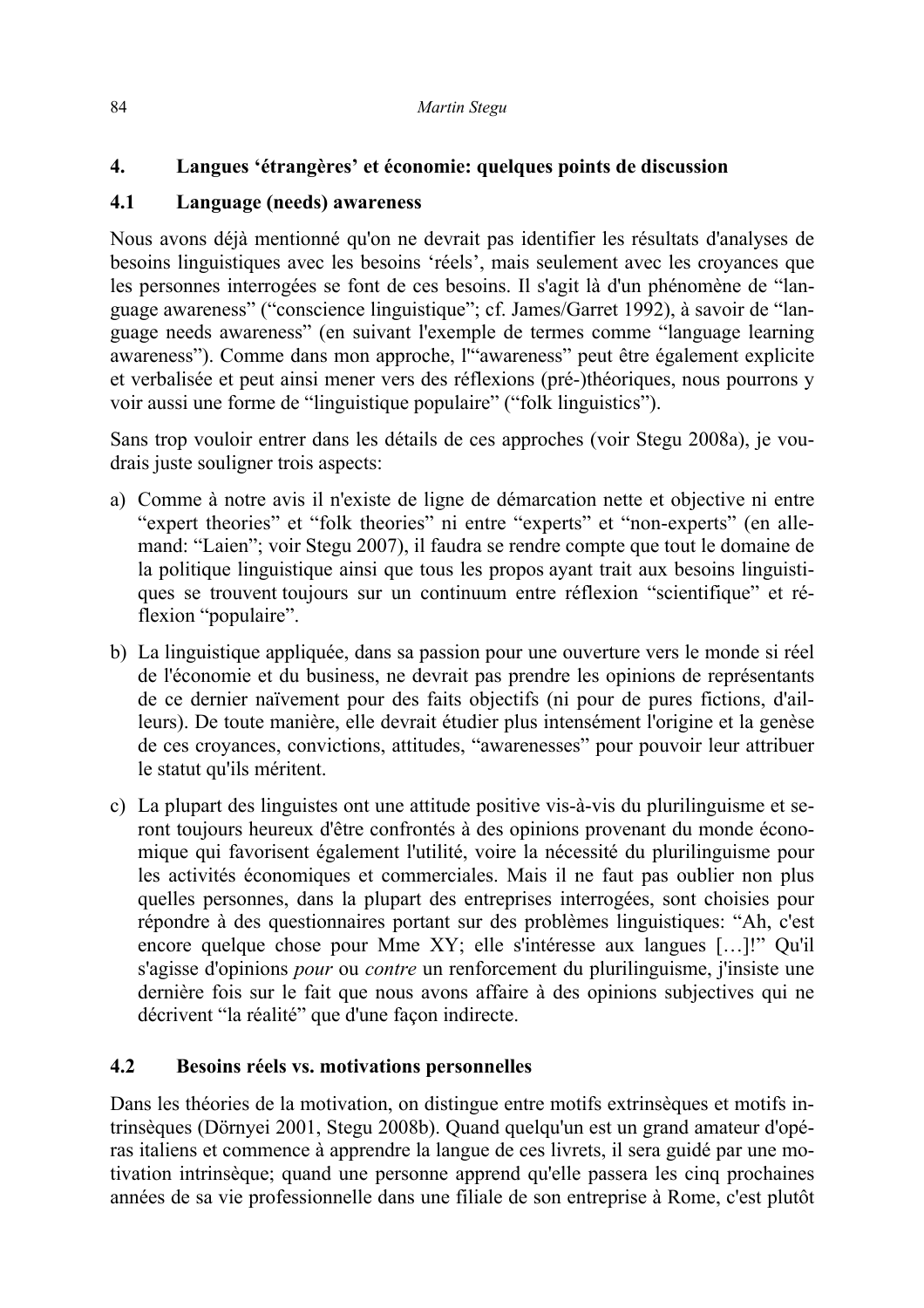## 4. Langues ‘étrangères’ et économie: quelques points de discussion

### 4.1 Language (needs) awareness

Nous avons déjà mentionné qu'on ne devrait pas identifier les résultats d'analyses de besoins linguistiques avec les besoins ‘réels’, mais seulement avec les croyances que les personnes interrogées se font de ces besoins. Il s'agit là d'un phénomène de “language awareness” (“conscience linguistique”; cf. James/Garret 1992), à savoir de “language needs awareness” (en suivant l'exemple de termes comme “language learning awareness”). Comme dans mon approche, l'“awareness” peut être également explicite et verbalisée et peut ainsi mener vers des réflexions (pré-)théoriques, nous pourrons y voir aussi une forme de “linguistique populaire” (“folk linguistics”).

Sans trop vouloir entrer dans les détails de ces approches (voir Stegu 2008a), je voudrais juste souligner trois aspects:

a) Comme à notre avis il n'existe de ligne de démarcation nette et objective ni entre “expert theories” et “folk theories” ni entre “experts” et “non-experts” (en allemand: “Laien”; voir Stegu 2007), il faudra se rendre compte que tout le domaine de la politique linguistique ainsi que tous les propos ayant trait aux besoins linguistiques se trouvent toujours sur un continuum entre réflexion “scientifique” et réflexion “populaire”.

b) La linguistique appliquée, dans sa passion pour une ouverture vers le monde si réel de l'économie et du business, ne devrait pas prendre les opinions de représentants de ce dernier naïvement pour des faits objectifs (ni pour de pures fictions, d'ailleurs). De toute manière, elle devrait étudier plus intensément l'origine et la genèse de ces croyances, convictions, attitudes, “awarenesses” pour pouvoir leur attribuer le statut qu'ils méritent.

c) La plupart des linguistes ont une attitude positive vis-à-vis du plurilinguisme et seront toujours heureux d'être confrontés à des opinions provenant du monde économique qui favorisent également l'utilité, voire la nécessité du plurilinguisme pour les activités économiques et commerciales. Mais il ne faut pas oublier non plus quelles personnes, dans la plupart des entreprises interrogées, sont choisies pour répondre à des questionnaires portant sur des problèmes linguistiques: “Ah, c'est encore quelque chose pour Mme XY; elle s'intéresse aux langues […]!” Qu'il s'agisse d'opinions *pour* ou *contre* un renforcement du plurilinguisme, j'insiste une dernière fois sur le fait que nous avons affaire à des opinions subjectives qui ne décrivent “la réalité” que d'une façon indirecte.

### 4.2 Besoins réels vs. motivations personnelles

Dans les théories de la motivation, on distingue entre motifs extrinsèques et motifs intrinsèques (Dörnyei 2001, Stegu 2008b). Quand quelqu'un est un grand amateur d'opéras italiens et commence à apprendre la langue de ces livrets, il sera guidé par une motivation intrinsèque; quand une personne apprend qu'elle passera les cinq prochaines années de sa vie professionnelle dans une filiale de son entreprise à Rome, c'est plutôt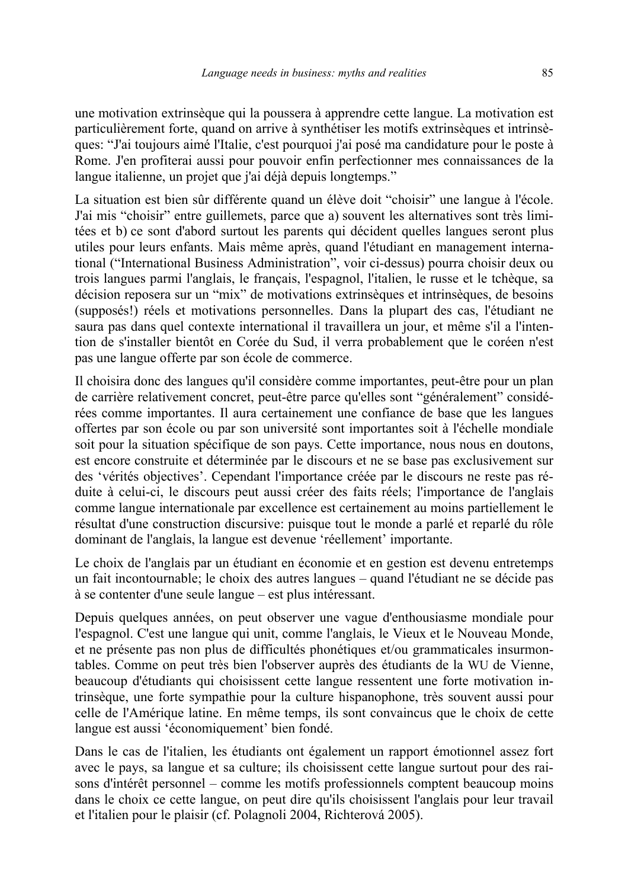une motivation extrinsèque qui la poussera à apprendre cette langue. La motivation est particulièrement forte, quand on arrive à synthétiser les motifs extrinsèques et intrinsèques: "J'ai toujours aimé l'Italie, c'est pourquoi j'ai posé ma candidature pour le poste à Rome. J'en profiterai aussi pour pouvoir enfin perfectionner mes connaissances de la langue italienne, un projet que j'ai déjà depuis longtemps."

La situation est bien sûr différente quand un élève doit "choisir" une langue à l'école. J'ai mis "choisir" entre guillemets, parce que a) souvent les alternatives sont très limitées et b) ce sont d'abord surtout les parents qui décident quelles langues seront plus utiles pour leurs enfants. Mais même après, quand l'étudiant en management international ("International Business Administration", voir ci-dessus) pourra choisir deux ou trois langues parmi l'anglais, le français, l'espagnol, l'italien, le russe et le tchèque, sa décision reposera sur un "mix" de motivations extrinsèques et intrinsèques, de besoins (supposés!) réels et motivations personnelles. Dans la plupart des cas, l'étudiant ne saura pas dans quel contexte international il travaillera un jour, et même s'il a l'intention de s'installer bientôt en Corée du Sud, il verra probablement que le coréen n'est pas une langue offerte par son école de commerce.

Il choisira donc des langues qu'il considère comme importantes, peut-être pour un plan de carrière relativement concret, peut-être parce qu'elles sont "généralement" considérées comme importantes. Il aura certainement une confiance de base que les langues offertes par son école ou par son université sont importantes soit à l'échelle mondiale soit pour la situation spécifique de son pays. Cette importance, nous nous en doutons, est encore construite et déterminée par le discours et ne se base pas exclusivement sur des 'vérités objectives'. Cependant l'importance créée par le discours ne reste pas réduite à celui-ci, le discours peut aussi créer des faits réels; l'importance de l'anglais comme langue internationale par excellence est certainement au moins partiellement le résultat d'une construction discursive: puisque tout le monde a parlé et reparlé du rôle dominant de l'anglais, la langue est devenue 'réellement' importante.

Le choix de l'anglais par un étudiant en économie et en gestion est devenu entretemps un fait incontournable; le choix des autres langues – quand l'étudiant ne se décide pas à se contenter d'une seule langue – est plus intéressant.

Depuis quelques années, on peut observer une vague d'enthousiasme mondiale pour l'espagnol. C'est une langue qui unit, comme l'anglais, le Vieux et le Nouveau Monde, et ne présente pas non plus de difficultés phonétiques et/ou grammaticales insurmontables. Comme on peut très bien l'observer auprès des étudiants de la WU de Vienne, beaucoup d'étudiants qui choisissent cette langue ressentent une forte motivation intrinsèque, une forte sympathie pour la culture hispanophone, très souvent aussi pour celle de l'Amérique latine. En même temps, ils sont convaincus que le choix de cette langue est aussi 'économiquement' bien fondé.

Dans le cas de l'italien, les étudiants ont également un rapport émotionnel assez fort avec le pays, sa langue et sa culture; ils choisissent cette langue surtout pour des raisons d'intérêt personnel – comme les motifs professionnels comptent beaucoup moins dans le choix ce cette langue, on peut dire qu'ils choisissent l'anglais pour leur travail et l'italien pour le plaisir (cf. Polagnoli 2004, Richterová 2005).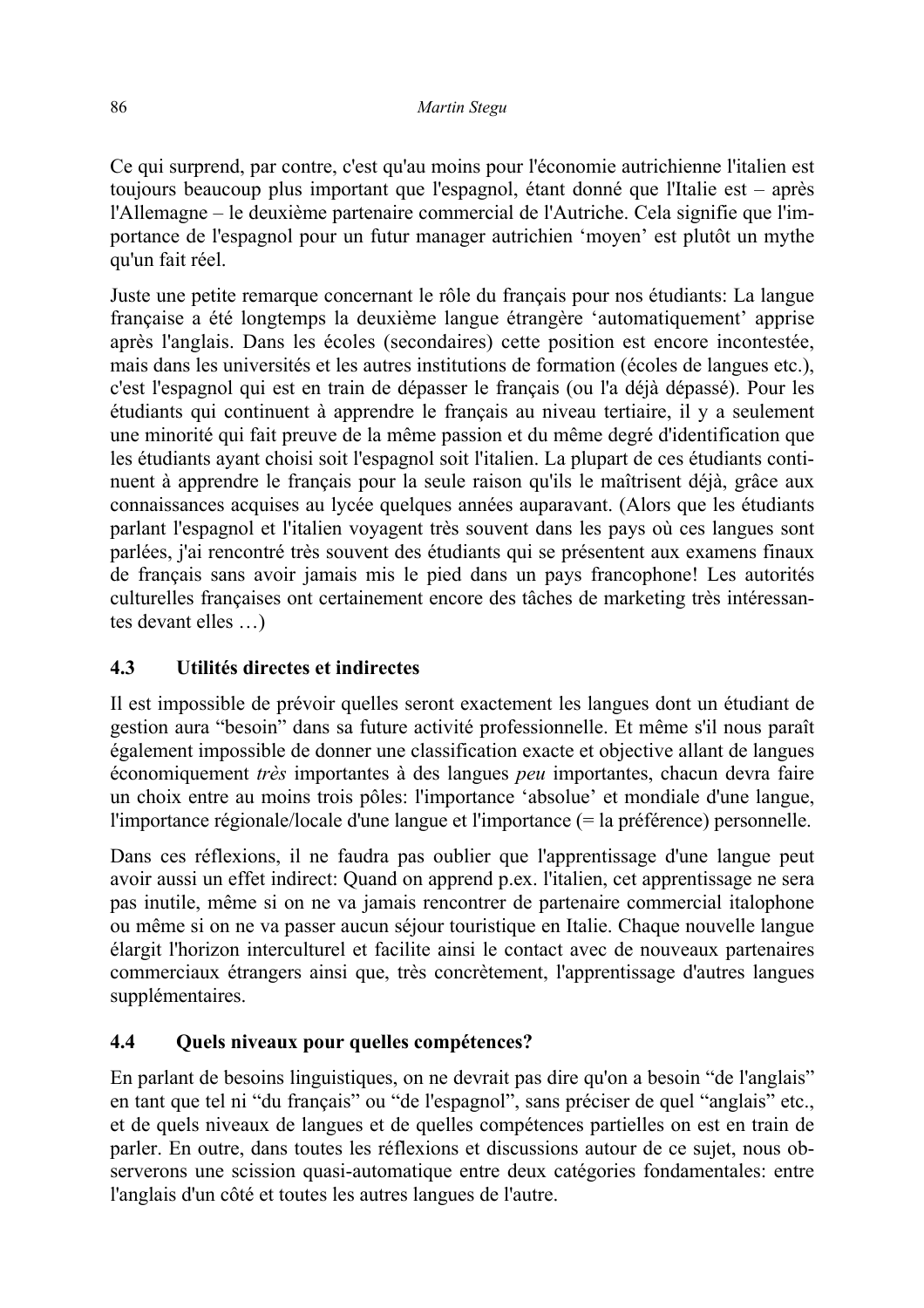Ce qui surprend, par contre, c'est qu'au moins pour l'économie autrichienne l'italien est toujours beaucoup plus important que l'espagnol, étant donné que l'Italie est – après l'Allemagne – le deuxième partenaire commercial de l'Autriche. Cela signifie que l'importance de l'espagnol pour un futur manager autrichien 'moyen' est plutôt un mythe qu'un fait réel.

Juste une petite remarque concernant le rôle du français pour nos étudiants: La langue française a été longtemps la deuxième langue étrangère 'automatiquement' apprise après l'anglais. Dans les écoles (secondaires) cette position est encore incontestée, mais dans les universités et les autres institutions de formation (écoles de langues etc.), c'est l'espagnol qui est en train de dépasser le français (ou l'a déjà dépassé). Pour les étudiants qui continuent à apprendre le français au niveau tertiaire, il y a seulement une minorité qui fait preuve de la même passion et du même degré d'identification que les étudiants ayant choisi soit l'espagnol soit l'italien. La plupart de ces étudiants continuent à apprendre le français pour la seule raison qu'ils le maîtrisent déjà, grâce aux connaissances acquises au lycée quelques années auparavant. (Alors que les étudiants parlant l'espagnol et l'italien voyagent très souvent dans les pays où ces langues sont parlées, j'ai rencontré très souvent des étudiants qui se présentent aux examens finaux de français sans avoir jamais mis le pied dans un pays francophone! Les autorités culturelles françaises ont certainement encore des tâches de marketing très intéressantes devant elles …)

### 4.3 Utilités directes et indirectes

Il est impossible de prévoir quelles seront exactement les langues dont un étudiant de gestion aura "besoin" dans sa future activité professionnelle. Et même s'il nous paraît également impossible de donner une classification exacte et objective allant de langues économiquement *très* importantes à des langues *peu* importantes, chacun devra faire un choix entre au moins trois pôles: l'importance 'absolue' et mondiale d'une langue, l'importance régionale/locale d'une langue et l'importance (= la préférence) personnelle.

Dans ces réflexions, il ne faudra pas oublier que l'apprentissage d'une langue peut avoir aussi un effet indirect: Quand on apprend p.ex. l'italien, cet apprentissage ne sera pas inutile, même si on ne va jamais rencontrer de partenaire commercial italophone ou même si on ne va passer aucun séjour touristique en Italie. Chaque nouvelle langue élargit l'horizon interculturel et facilite ainsi le contact avec de nouveaux partenaires commerciaux étrangers ainsi que, très concrètement, l'apprentissage d'autres langues supplémentaires.

### 4.4 Quels niveaux pour quelles compétences?

En parlant de besoins linguistiques, on ne devrait pas dire qu'on a besoin "de l'anglais" en tant que tel ni "du français" ou "de l'espagnol", sans préciser de quel "anglais" etc., et de quels niveaux de langues et de quelles compétences partielles on est en train de parler. En outre, dans toutes les réflexions et discussions autour de ce sujet, nous observerons une scission quasi-automatique entre deux catégories fondamentales: entre l'anglais d'un côté et toutes les autres langues de l'autre.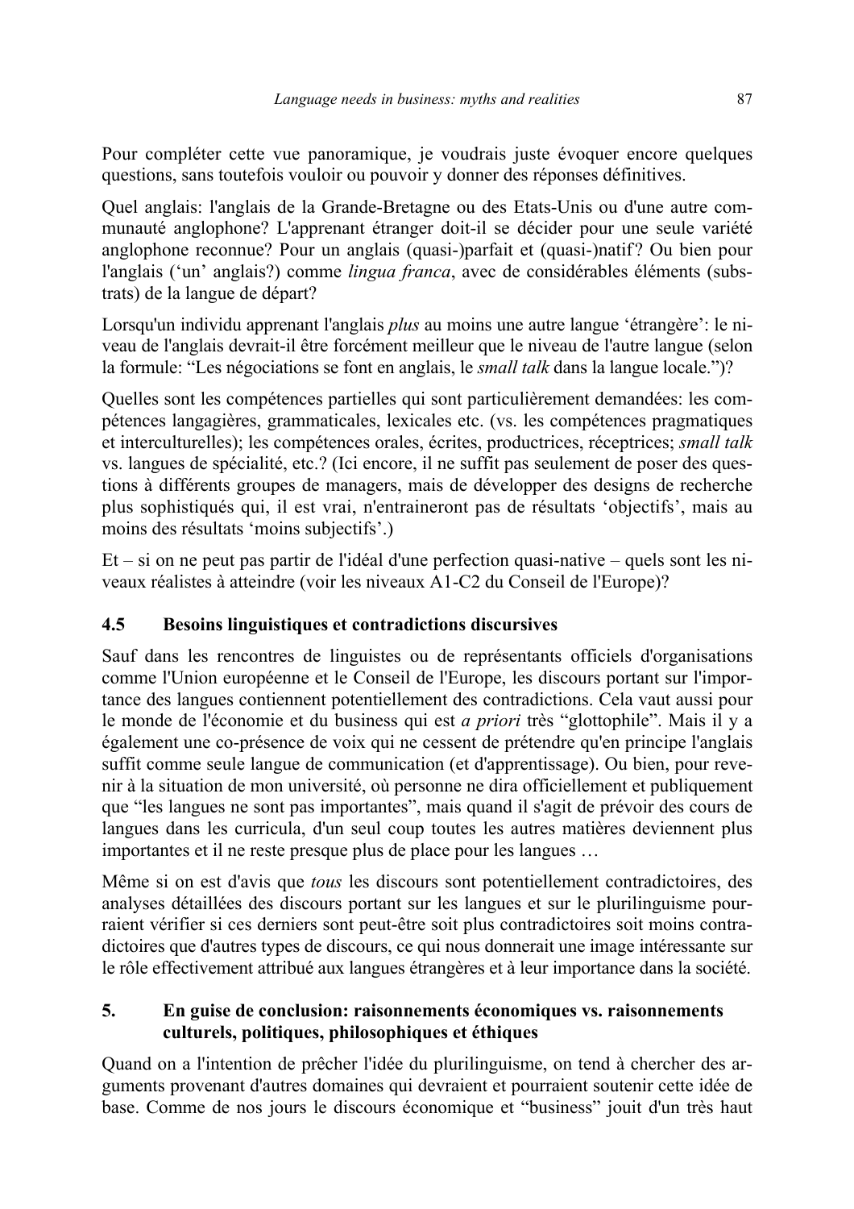Pour compléter cette vue panoramique, je voudrais juste évoquer encore quelques questions, sans toutefois vouloir ou pouvoir y donner des réponses définitives.

Quel anglais: l'anglais de la Grande-Bretagne ou des Etats-Unis ou d'une autre communauté anglophone? L'apprenant étranger doit-il se décider pour une seule variété anglophone reconnue? Pour un anglais (quasi-)parfait et (quasi-)natif? Ou bien pour l'anglais ('un' anglais?) comme *lingua franca*, avec de considérables éléments (substrats) de la langue de départ?

Lorsqu'un individu apprenant l'anglais *plus* au moins une autre langue 'étrangère': le niveau de l'anglais devrait-il être forcément meilleur que le niveau de l'autre langue (selon la formule: "Les négociations se font en anglais, le *small talk* dans la langue locale.")?

Quelles sont les compétences partielles qui sont particulièrement demandées: les compétences langagières, grammaticales, lexicales etc. (vs. les compétences pragmatiques et interculturelles); les compétences orales, écrites, productrices, réceptrices; *small talk* vs. langues de spécialité, etc.? (Ici encore, il ne suffit pas seulement de poser des questions à différents groupes de managers, mais de développer des designs de recherche plus sophistiqués qui, il est vrai, n'entraineront pas de résultats 'objectifs', mais au moins des résultats 'moins subjectifs'.)

Et – si on ne peut pas partir de l'idéal d'une perfection quasi-native – quels sont les niveaux réalistes à atteindre (voir les niveaux A1-C2 du Conseil de l'Europe)?

### 4.5 Besoins linguistiques et contradictions discursives

Sauf dans les rencontres de linguistes ou de représentants officiels d'organisations comme l'Union européenne et le Conseil de l'Europe, les discours portant sur l'importance des langues contiennent potentiellement des contradictions. Cela vaut aussi pour le monde de l'économie et du business qui est *a priori* très "glottophile". Mais il y a également une co-présence de voix qui ne cessent de prétendre qu'en principe l'anglais suffit comme seule langue de communication (et d'apprentissage). Ou bien, pour revenir à la situation de mon université, où personne ne dira officiellement et publiquement que "les langues ne sont pas importantes", mais quand il s'agit de prévoir des cours de langues dans les curricula, d'un seul coup toutes les autres matières deviennent plus importantes et il ne reste presque plus de place pour les langues …

Même si on est d'avis que *tous* les discours sont potentiellement contradictoires, des analyses détaillées des discours portant sur les langues et sur le plurilinguisme pourraient vérifier si ces derniers sont peut-être soit plus contradictoires soit moins contradictoires que d'autres types de discours, ce qui nous donnerait une image intéressante sur le rôle effectivement attribué aux langues étrangères et à leur importance dans la société.

## 5. En guise de conclusion: raisonnements économiques vs. raisonnements culturels, politiques, philosophiques et éthiques

Quand on a l'intention de prêcher l'idée du plurilinguisme, on tend à chercher des arguments provenant d'autres domaines qui devraient et pourraient soutenir cette idée de base. Comme de nos jours le discours économique et "business" jouit d'un très haut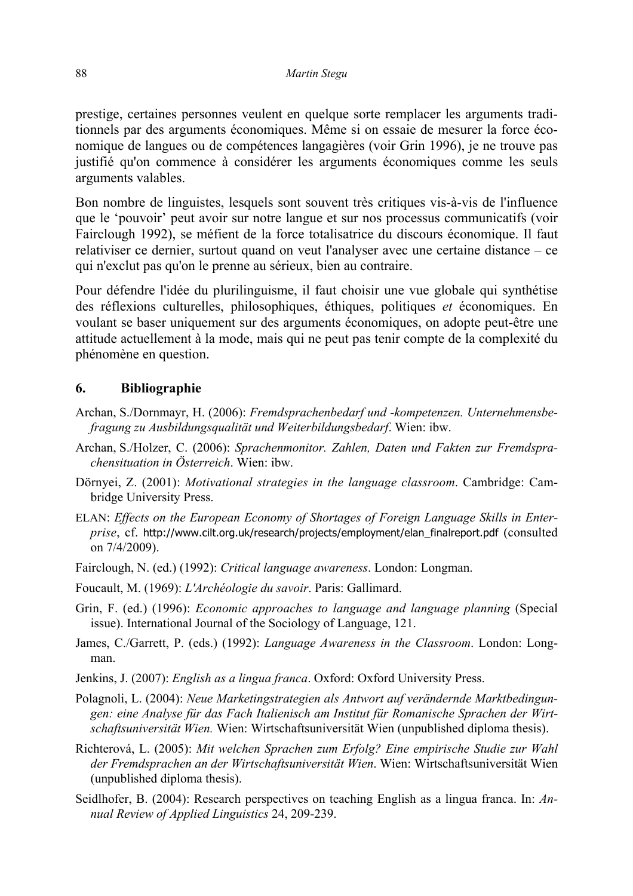prestige, certaines personnes veulent en quelque sorte remplacer les arguments traditionnels par des arguments économiques. Même si on essaie de mesurer la force économique de langues ou de compétences langagières (voir Grin 1996), je ne trouve pas justifié qu'on commence à considérer les arguments économiques comme les seuls arguments valables.

Bon nombre de linguistes, lesquels sont souvent très critiques vis-à-vis de l'influence que le 'pouvoir' peut avoir sur notre langue et sur nos processus communicatifs (voir Fairclough 1992), se méfient de la force totalisatrice du discours économique. Il faut relativiser ce dernier, surtout quand on veut l'analyser avec une certaine distance – ce qui n'exclut pas qu'on le prenne au sérieux, bien au contraire.

Pour défendre l'idée du plurilinguisme, il faut choisir une vue globale qui synthétise des réflexions culturelles, philosophiques, éthiques, politiques *et* économiques. En voulant se baser uniquement sur des arguments économiques, on adopte peut-être une attitude actuellement à la mode, mais qui ne peut pas tenir compte de la complexité du phénomène en question.

## 6. Bibliographie

Archan, S./Dornmayr, H. (2006): *Fremdsprachenbedarf und -kompetenzen. Unternehmensbefragung zu Ausbildungsqualität und Weiterbildungsbedarf*. Wien: ibw.

Archan, S./Holzer, C. (2006): *Sprachenmonitor. Zahlen, Daten und Fakten zur Fremdsprachensituation in Österreich*. Wien: ibw.

Dörnyei, Z. (2001): *Motivational strategies in the language classroom*. Cambridge: Cambridge University Press.

ELAN: *Effects on the European Economy of Shortages of Foreign Language Skills in Enterprise*, cf. http://www.cilt.org.uk/research/projects/employment/elan_finalreport.pdf (consulted on 7/4/2009).

Fairclough, N. (ed.) (1992): *Critical language awareness*. London: Longman.

Foucault, M. (1969): *L'Archéologie du savoir*. Paris: Gallimard.

Grin, F. (ed.) (1996): *Economic approaches to language and language planning* (Special issue). International Journal of the Sociology of Language, 121.

James, C./Garrett, P. (eds.) (1992): *Language Awareness in the Classroom*. London: Longman.

Jenkins, J. (2007): *English as a lingua franca*. Oxford: Oxford University Press.

Polagnoli, L. (2004): *Neue Marketingstrategien als Antwort auf verändernde Marktbedingungen: eine Analyse für das Fach Italienisch am Institut für Romanische Sprachen der Wirtschaftsuniversität Wien.* Wien: Wirtschaftsuniversität Wien (unpublished diploma thesis).

Richterová, L. (2005): *Mit welchen Sprachen zum Erfolg? Eine empirische Studie zur Wahl der Fremdsprachen an der Wirtschaftsuniversität Wien*. Wien: Wirtschaftsuniversität Wien (unpublished diploma thesis).

Seidlhofer, B. (2004): Research perspectives on teaching English as a lingua franca. In: *Annual Review of Applied Linguistics* 24, 209-239.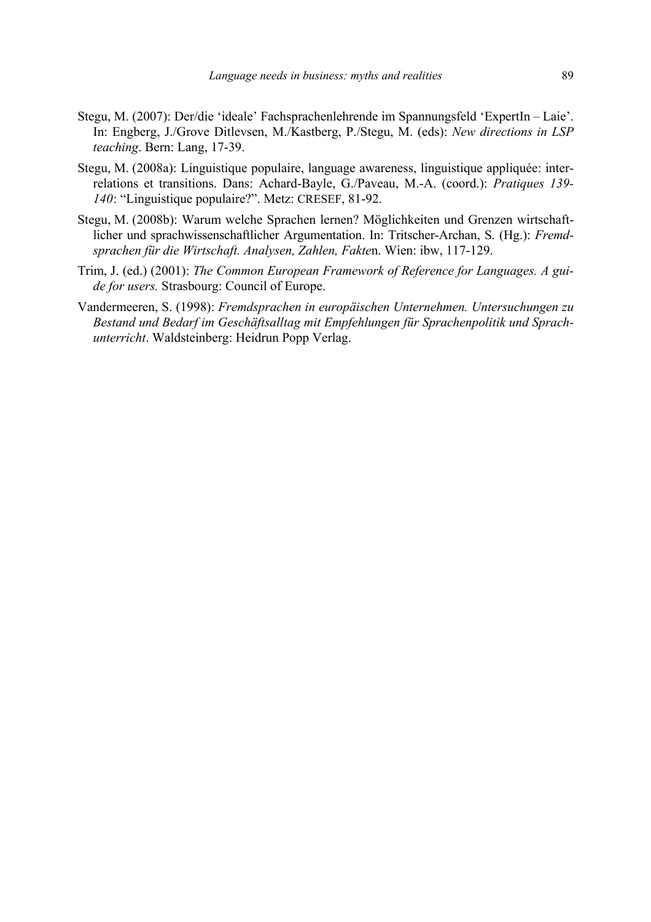Stegu, M. (2007): Der/die 'ideale' Fachsprachenlehrende im Spannungsfeld 'ExpertIn – Laie'. In: Engberg, J./Grove Ditlevsen, M./Kastberg, P./Stegu, M. (eds): *New directions in LSP teaching*. Bern: Lang, 17-39.

Stegu, M. (2008a): Linguistique populaire, language awareness, linguistique appliquée: interrelations et transitions. Dans: Achard-Bayle, G./Paveau, M.-A. (coord.): *Pratiques 139-140*: "Linguistique populaire?". Metz: CRESEF, 81-92.

Stegu, M. (2008b): Warum welche Sprachen lernen? Möglichkeiten und Grenzen wirtschaftlicher und sprachwissenschaftlicher Argumentation. In: Tritscher-Archan, S. (Hg.): *Fremdsprachen für die Wirtschaft. Analysen, Zahlen, Fakte*n. Wien: ibw, 117-129.

Trim, J. (ed.) (2001): *The Common European Framework of Reference for Languages. A guide for users.* Strasbourg: Council of Europe.

Vandermeeren, S. (1998): *Fremdsprachen in europäischen Unternehmen. Untersuchungen zu Bestand und Bedarf im Geschäftsalltag mit Empfehlungen für Sprachenpolitik und Sprachunterricht*. Waldsteinberg: Heidrun Popp Verlag.